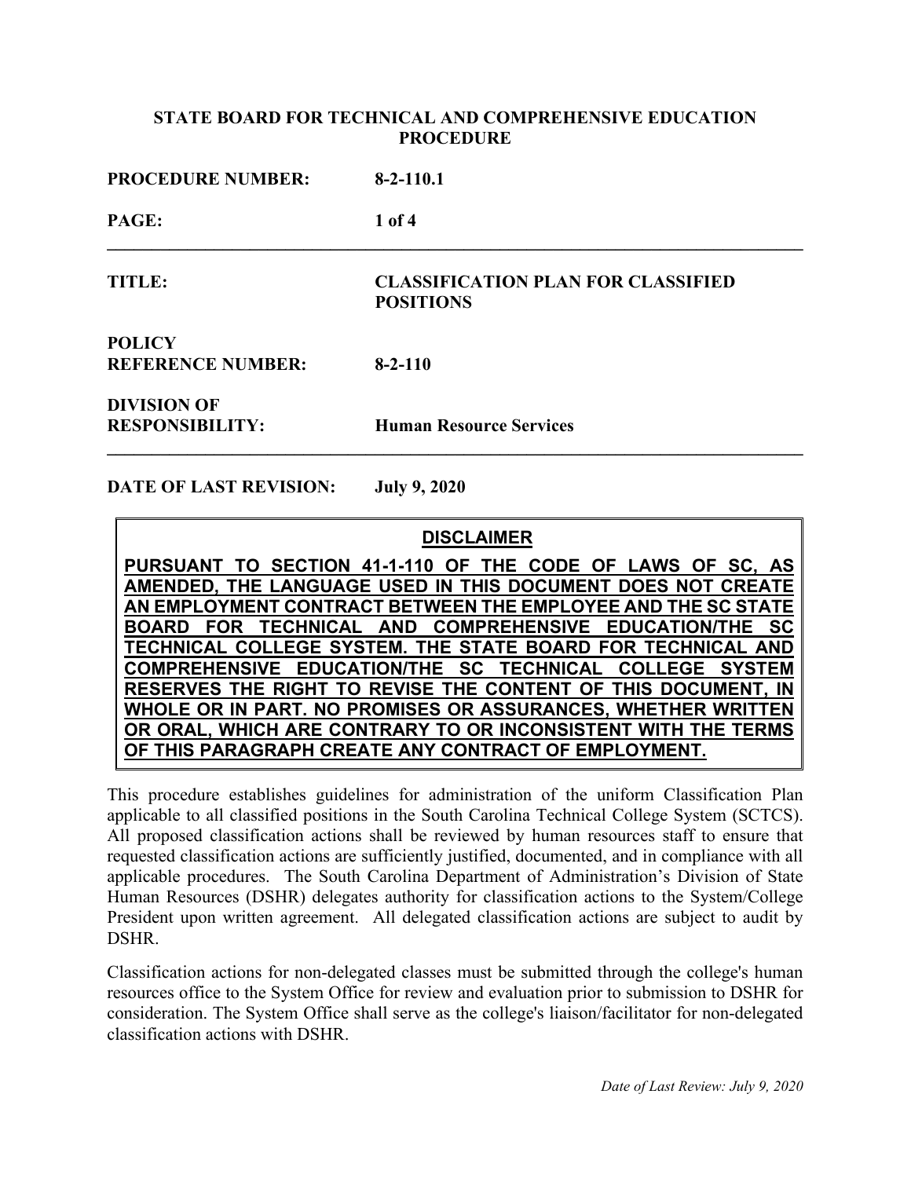**STATE BOARD FOR TECHNICAL AND COMPREHENSIVE EDUCATION PROCEDURE**

**PROCEDURE NUMBER:** **8-2-110.1**

**PAGE:** **1 of 4**

---

**TITLE:** **CLASSIFICATION PLAN FOR CLASSIFIED POSITIONS**

**POLICY REFERENCE NUMBER:** **8-2-110**

**DIVISION OF RESPONSIBILITY:** **Human Resource Services**

---

**DATE OF LAST REVISION:** **July 9, 2020**

> **DISCLAIMER**
>
> **PURSUANT TO SECTION 41-1-110 OF THE CODE OF LAWS OF SC, AS AMENDED, THE LANGUAGE USED IN THIS DOCUMENT DOES NOT CREATE AN EMPLOYMENT CONTRACT BETWEEN THE EMPLOYEE AND THE SC STATE BOARD FOR TECHNICAL AND COMPREHENSIVE EDUCATION/THE SC TECHNICAL COLLEGE SYSTEM. THE STATE BOARD FOR TECHNICAL AND COMPREHENSIVE EDUCATION/THE SC TECHNICAL COLLEGE SYSTEM RESERVES THE RIGHT TO REVISE THE CONTENT OF THIS DOCUMENT, IN WHOLE OR IN PART. NO PROMISES OR ASSURANCES, WHETHER WRITTEN OR ORAL, WHICH ARE CONTRARY TO OR INCONSISTENT WITH THE TERMS OF THIS PARAGRAPH CREATE ANY CONTRACT OF EMPLOYMENT.**

This procedure establishes guidelines for administration of the uniform Classification Plan applicable to all classified positions in the South Carolina Technical College System (SCTCS). All proposed classification actions shall be reviewed by human resources staff to ensure that requested classification actions are sufficiently justified, documented, and in compliance with all applicable procedures. The South Carolina Department of Administration's Division of State Human Resources (DSHR) delegates authority for classification actions to the System/College President upon written agreement. All delegated classification actions are subject to audit by DSHR.

Classification actions for non-delegated classes must be submitted through the college's human resources office to the System Office for review and evaluation prior to submission to DSHR for consideration. The System Office shall serve as the college's liaison/facilitator for non-delegated classification actions with DSHR.

*Date of Last Review: July 9, 2020*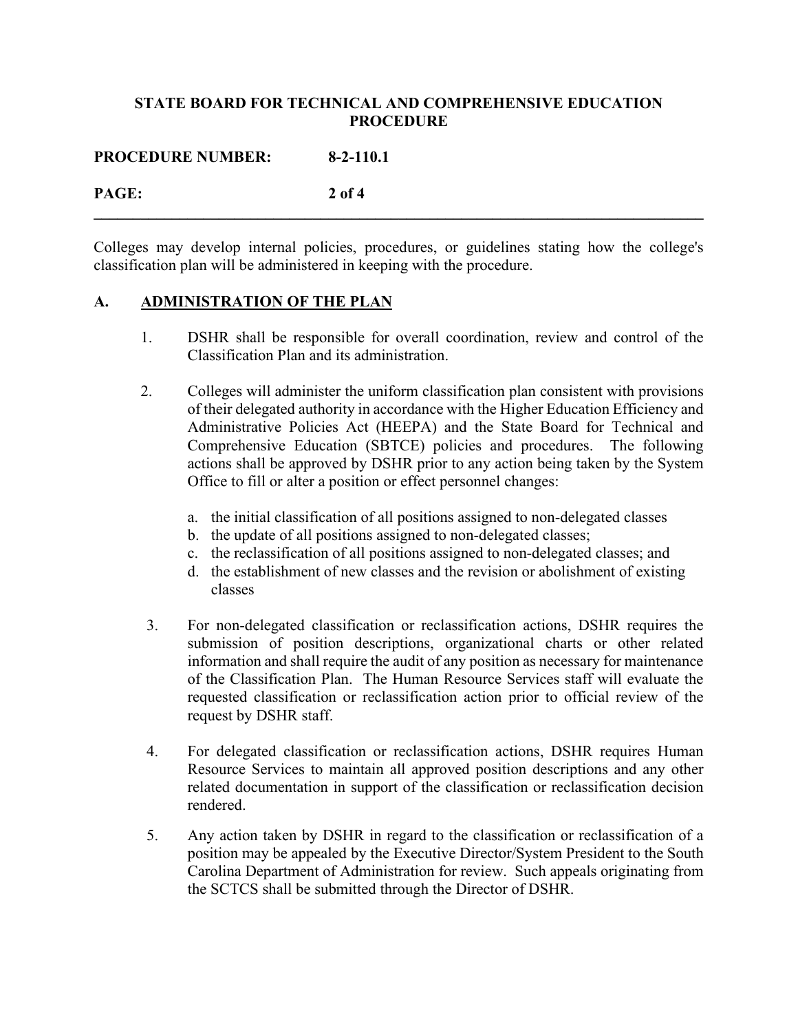Colleges may develop internal policies, procedures, or guidelines stating how the college's classification plan will be administered in keeping with the procedure.

## A. ADMINISTRATION OF THE PLAN

1. DSHR shall be responsible for overall coordination, review and control of the Classification Plan and its administration.

2. Colleges will administer the uniform classification plan consistent with provisions of their delegated authority in accordance with the Higher Education Efficiency and Administrative Policies Act (HEEPA) and the State Board for Technical and Comprehensive Education (SBTCE) policies and procedures. The following actions shall be approved by DSHR prior to any action being taken by the System Office to fill or alter a position or effect personnel changes:

   a. the initial classification of all positions assigned to non-delegated classes
   b. the update of all positions assigned to non-delegated classes;
   c. the reclassification of all positions assigned to non-delegated classes; and
   d. the establishment of new classes and the revision or abolishment of existing classes

3. For non-delegated classification or reclassification actions, DSHR requires the submission of position descriptions, organizational charts or other related information and shall require the audit of any position as necessary for maintenance of the Classification Plan. The Human Resource Services staff will evaluate the requested classification or reclassification action prior to official review of the request by DSHR staff.

4. For delegated classification or reclassification actions, DSHR requires Human Resource Services to maintain all approved position descriptions and any other related documentation in support of the classification or reclassification decision rendered.

5. Any action taken by DSHR in regard to the classification or reclassification of a position may be appealed by the Executive Director/System President to the South Carolina Department of Administration for review. Such appeals originating from the SCTCS shall be submitted through the Director of DSHR.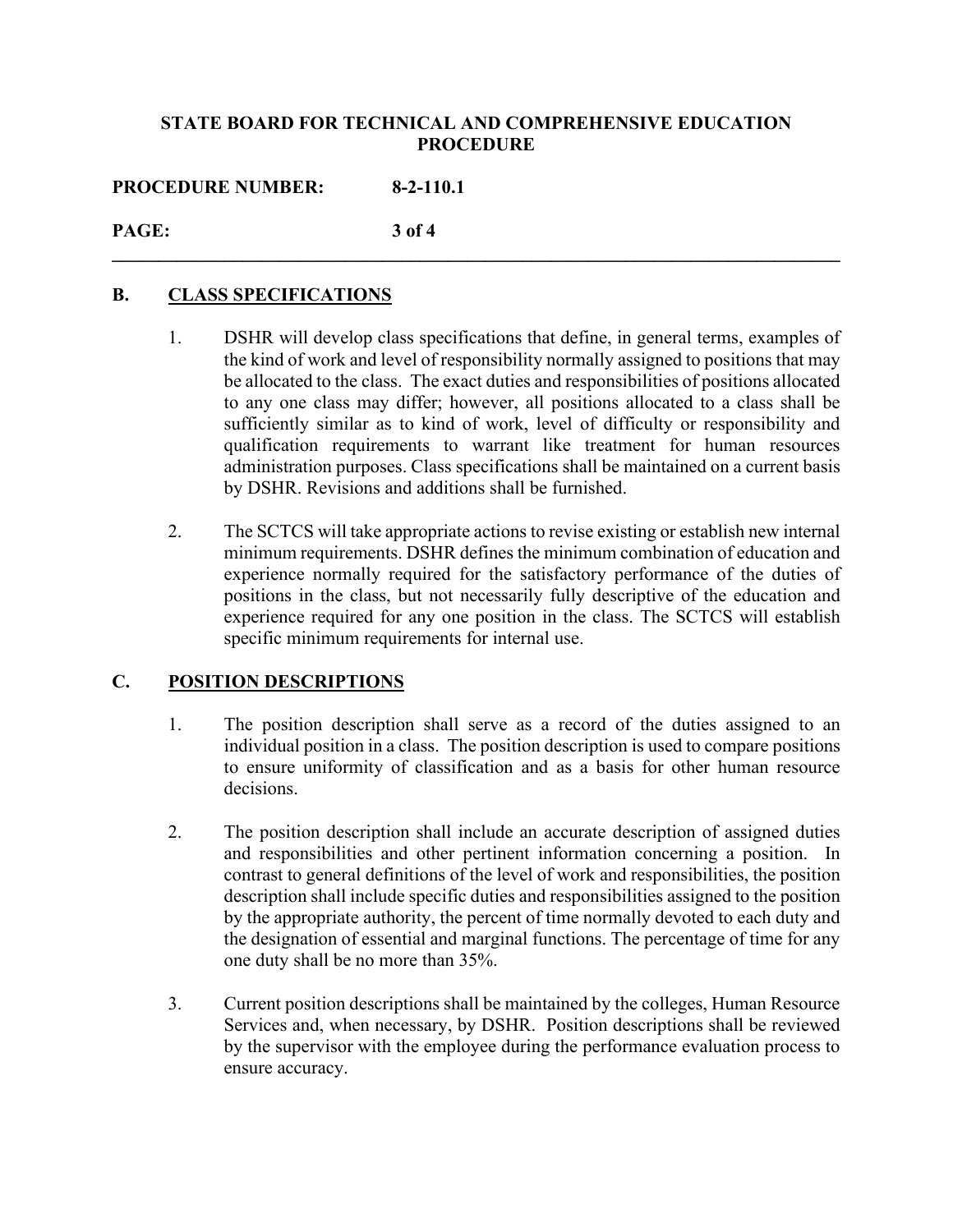## B. CLASS SPECIFICATIONS

1. DSHR will develop class specifications that define, in general terms, examples of the kind of work and level of responsibility normally assigned to positions that may be allocated to the class. The exact duties and responsibilities of positions allocated to any one class may differ; however, all positions allocated to a class shall be sufficiently similar as to kind of work, level of difficulty or responsibility and qualification requirements to warrant like treatment for human resources administration purposes. Class specifications shall be maintained on a current basis by DSHR. Revisions and additions shall be furnished.

2. The SCTCS will take appropriate actions to revise existing or establish new internal minimum requirements. DSHR defines the minimum combination of education and experience normally required for the satisfactory performance of the duties of positions in the class, but not necessarily fully descriptive of the education and experience required for any one position in the class. The SCTCS will establish specific minimum requirements for internal use.

## C. POSITION DESCRIPTIONS

1. The position description shall serve as a record of the duties assigned to an individual position in a class. The position description is used to compare positions to ensure uniformity of classification and as a basis for other human resource decisions.

2. The position description shall include an accurate description of assigned duties and responsibilities and other pertinent information concerning a position. In contrast to general definitions of the level of work and responsibilities, the position description shall include specific duties and responsibilities assigned to the position by the appropriate authority, the percent of time normally devoted to each duty and the designation of essential and marginal functions. The percentage of time for any one duty shall be no more than 35%.

3. Current position descriptions shall be maintained by the colleges, Human Resource Services and, when necessary, by DSHR. Position descriptions shall be reviewed by the supervisor with the employee during the performance evaluation process to ensure accuracy.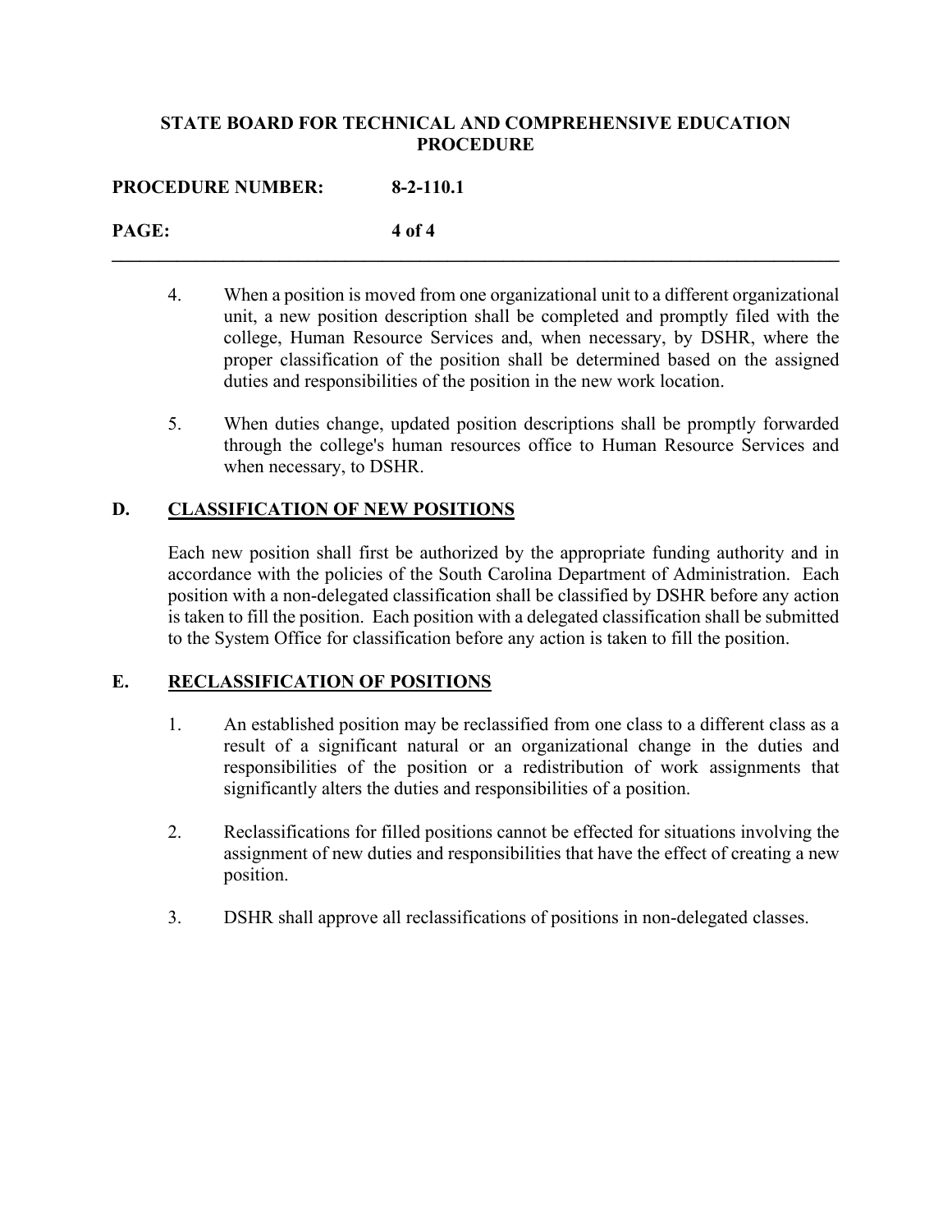4. When a position is moved from one organizational unit to a different organizational unit, a new position description shall be completed and promptly filed with the college, Human Resource Services and, when necessary, by DSHR, where the proper classification of the position shall be determined based on the assigned duties and responsibilities of the position in the new work location.

5. When duties change, updated position descriptions shall be promptly forwarded through the college's human resources office to Human Resource Services and when necessary, to DSHR.

## D. CLASSIFICATION OF NEW POSITIONS

Each new position shall first be authorized by the appropriate funding authority and in accordance with the policies of the South Carolina Department of Administration. Each position with a non-delegated classification shall be classified by DSHR before any action is taken to fill the position. Each position with a delegated classification shall be submitted to the System Office for classification before any action is taken to fill the position.

## E. RECLASSIFICATION OF POSITIONS

1. An established position may be reclassified from one class to a different class as a result of a significant natural or an organizational change in the duties and responsibilities of the position or a redistribution of work assignments that significantly alters the duties and responsibilities of a position.

2. Reclassifications for filled positions cannot be effected for situations involving the assignment of new duties and responsibilities that have the effect of creating a new position.

3. DSHR shall approve all reclassifications of positions in non-delegated classes.